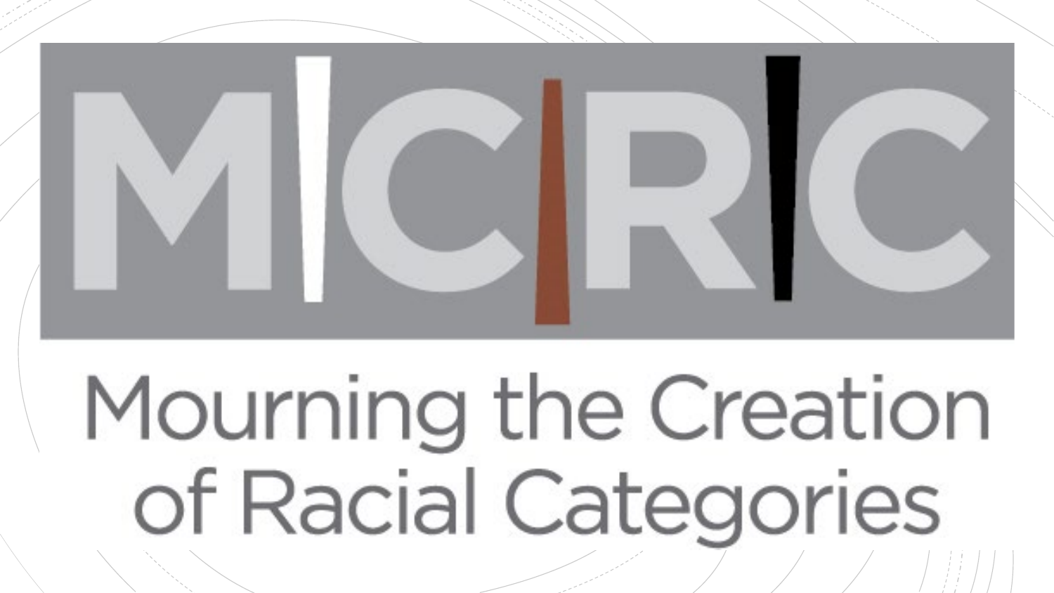# M|C|R|C

## Mourning the Creation of Racial Categories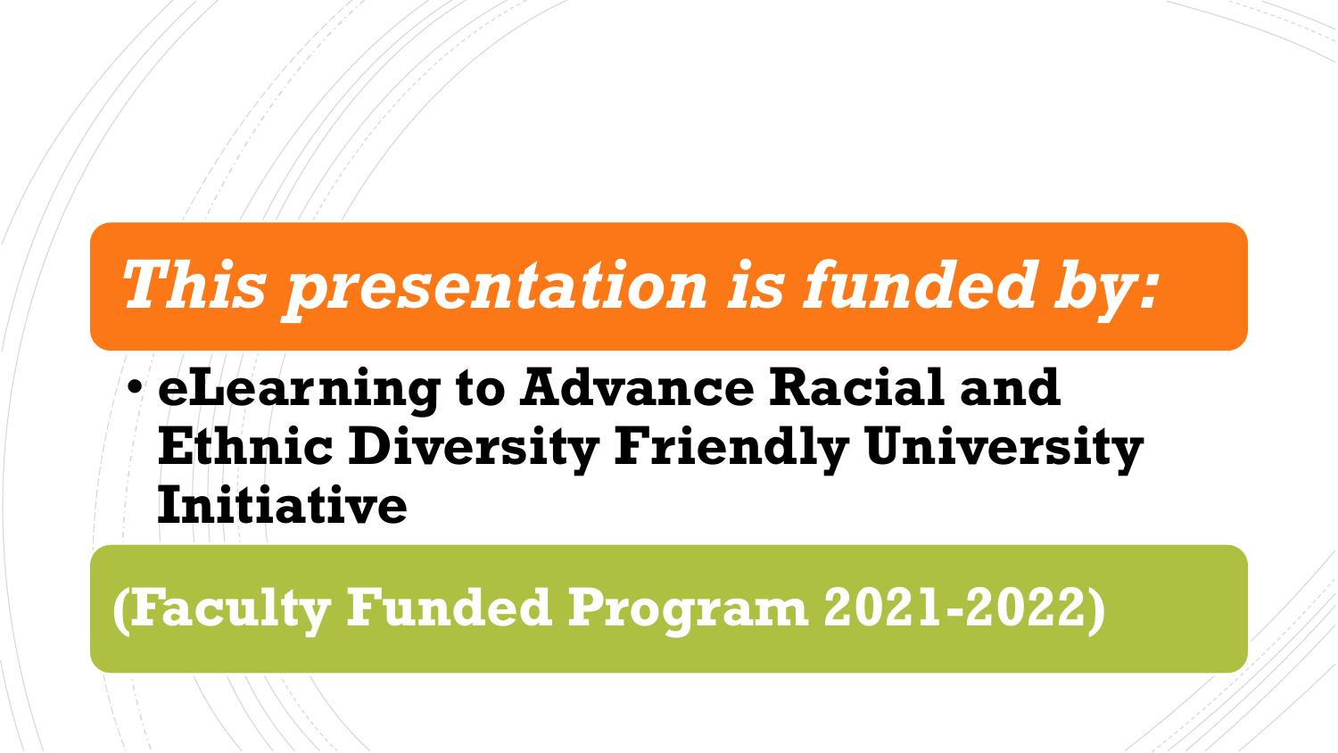# *This presentation is funded by:*

- **eLearning to Advance Racial and Ethnic Diversity Friendly University Initiative**

## (Faculty Funded Program 2021-2022)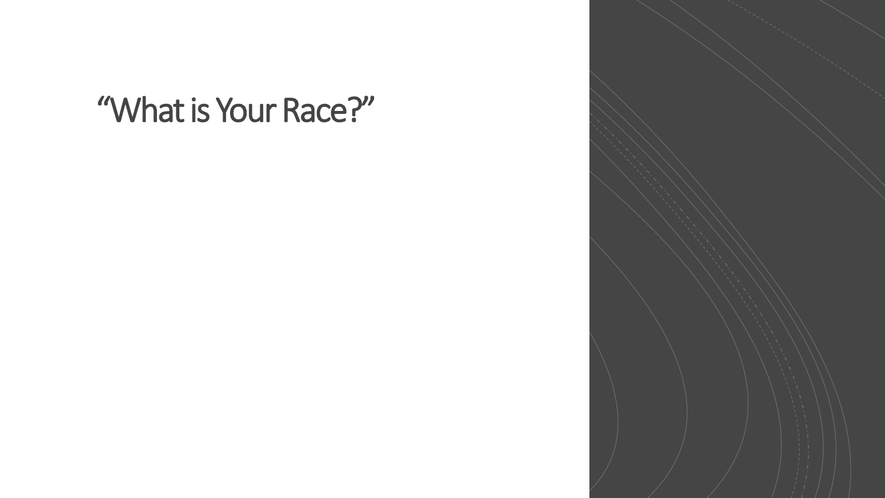# “What is Your Race?”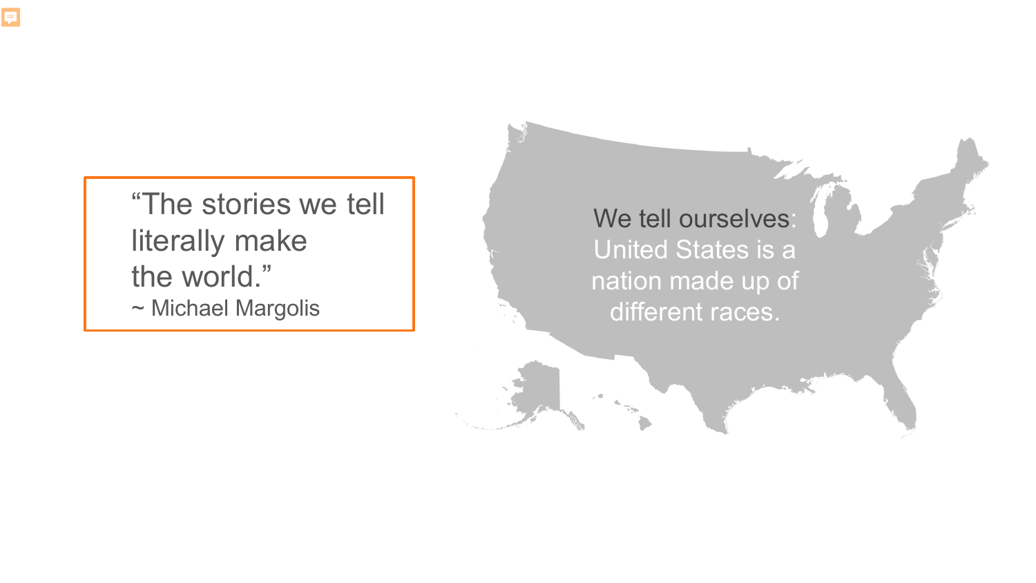> "The stories we tell literally make the world."
>
> ~ Michael Margolis

We tell ourselves: United States is a nation made up of different races.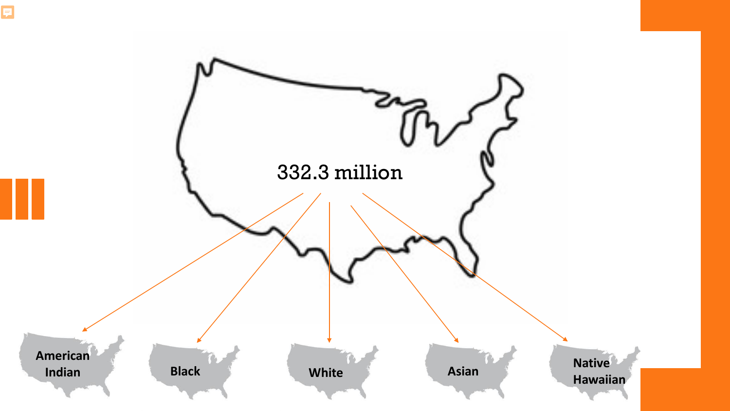332.3 million

American Indian

Black

White

Asian

Native Hawaiian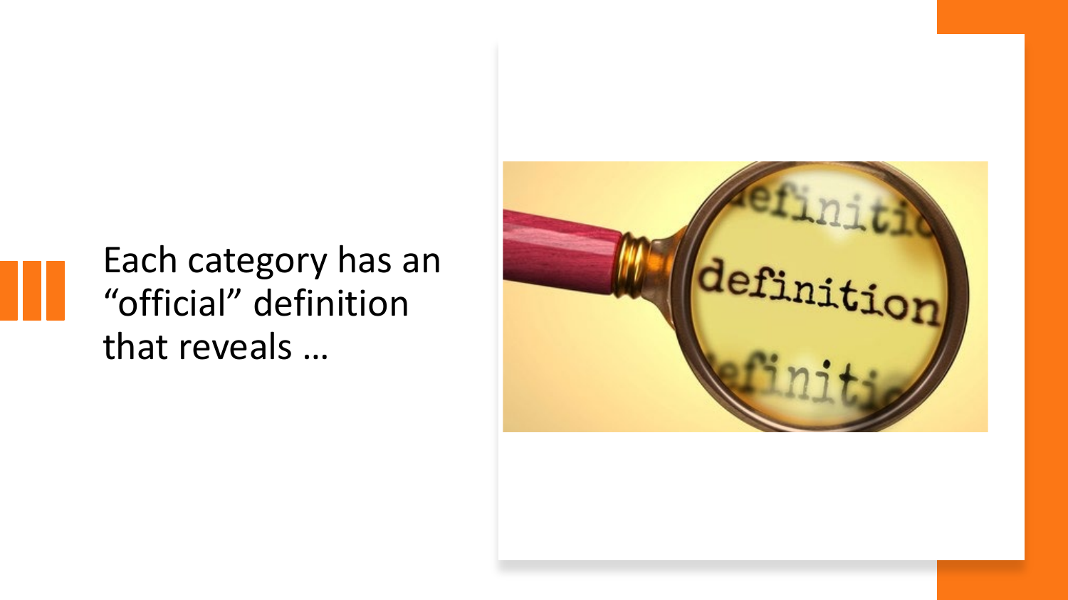Each category has an "official" definition that reveals …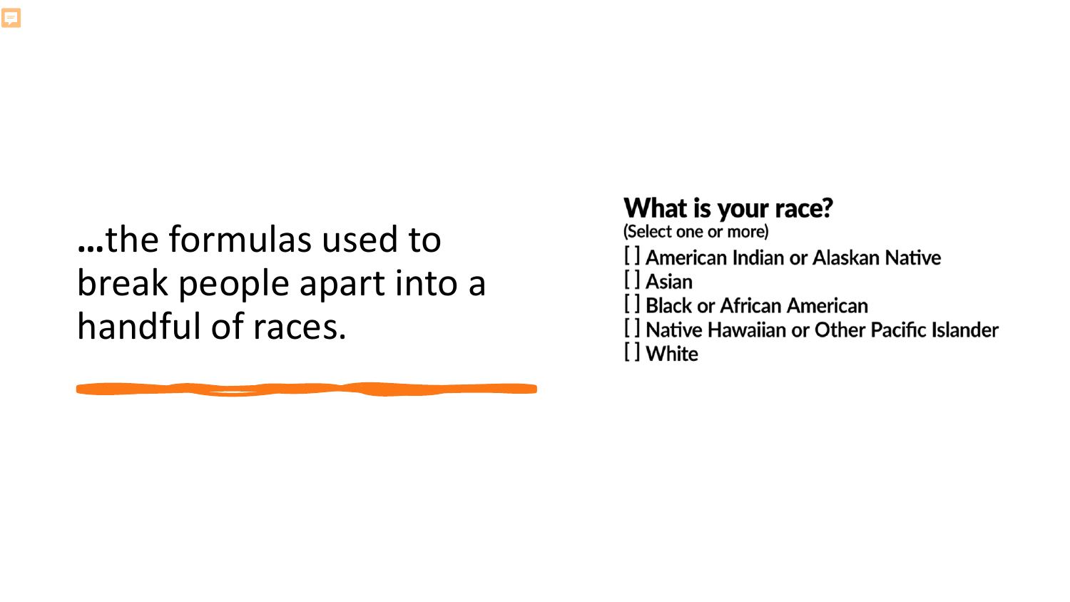...the formulas used to break people apart into a handful of races.

**What is your race?**
(Select one or more)

[ ] American Indian or Alaskan Native
[ ] Asian
[ ] Black or African American
[ ] Native Hawaiian or Other Pacific Islander
[ ] White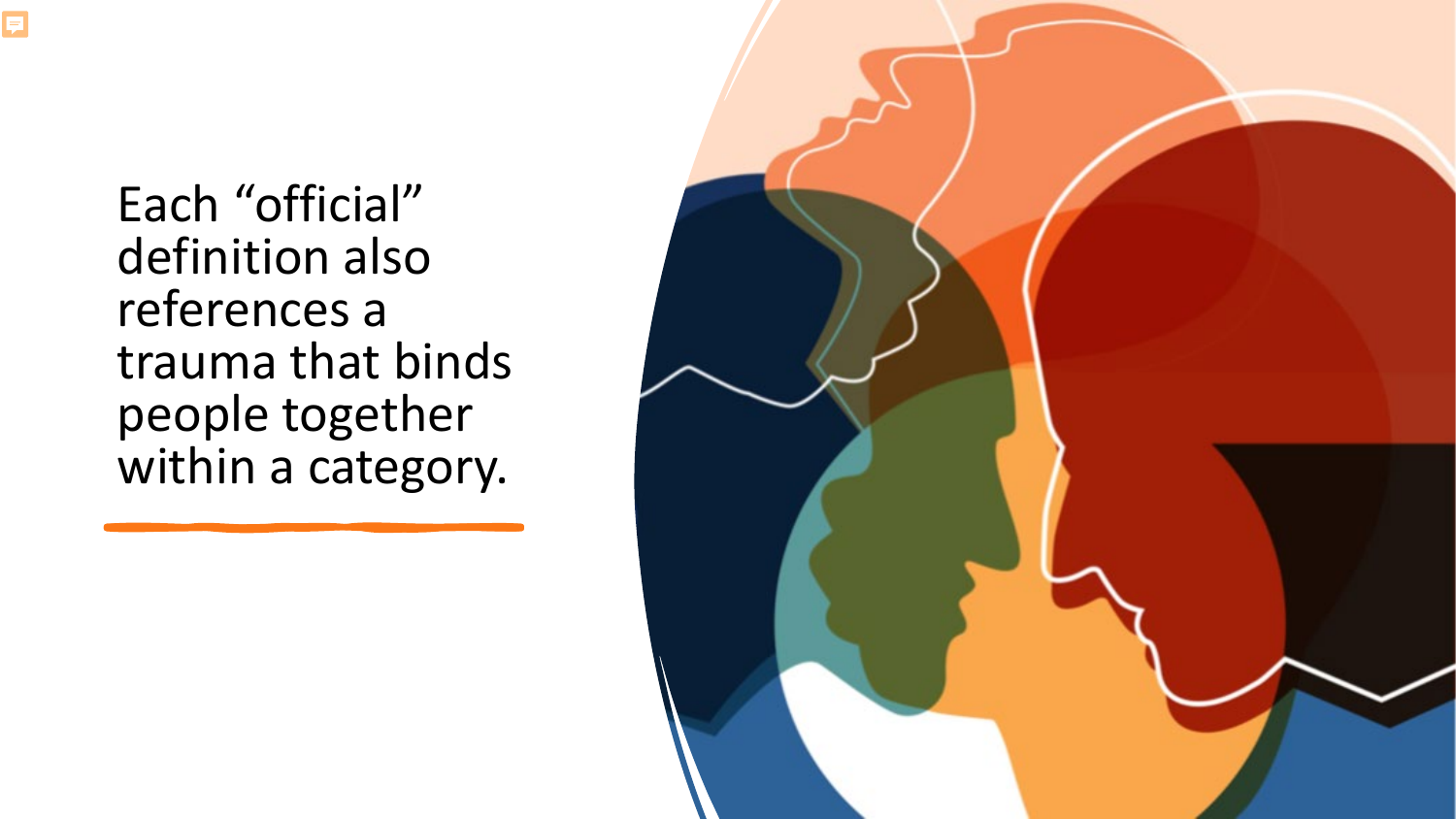# Each "official" definition also references a trauma that binds people together within a category.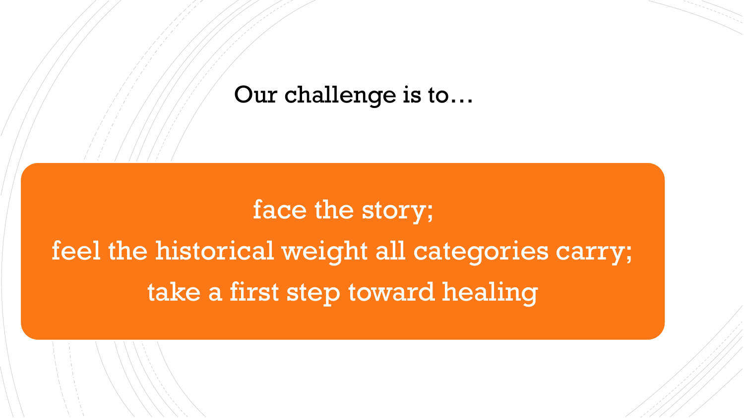Our challenge is to…

face the story;

feel the historical weight all categories carry;

take a first step toward healing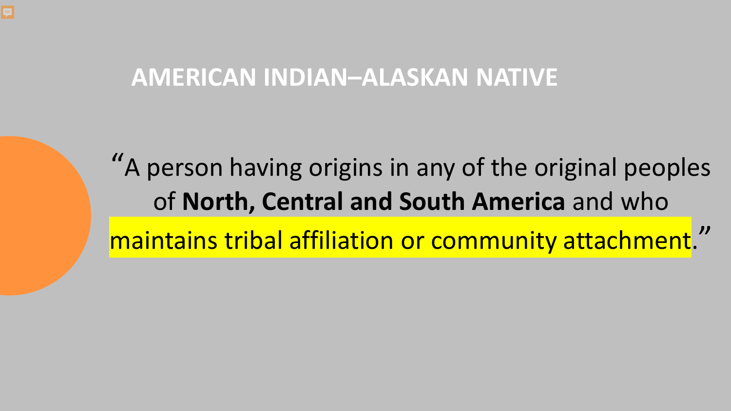# AMERICAN INDIAN–ALASKAN NATIVE

"A person having origins in any of the original peoples of **North, Central and South America** and who maintains tribal affiliation or community attachment."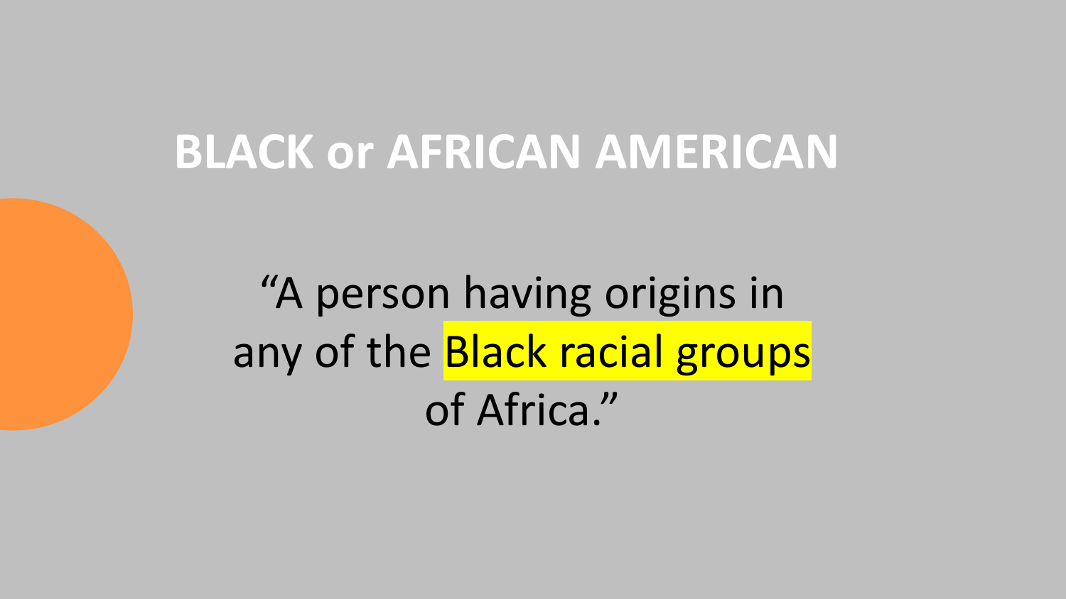# BLACK or AFRICAN AMERICAN

"A person having origins in any of the Black racial groups of Africa."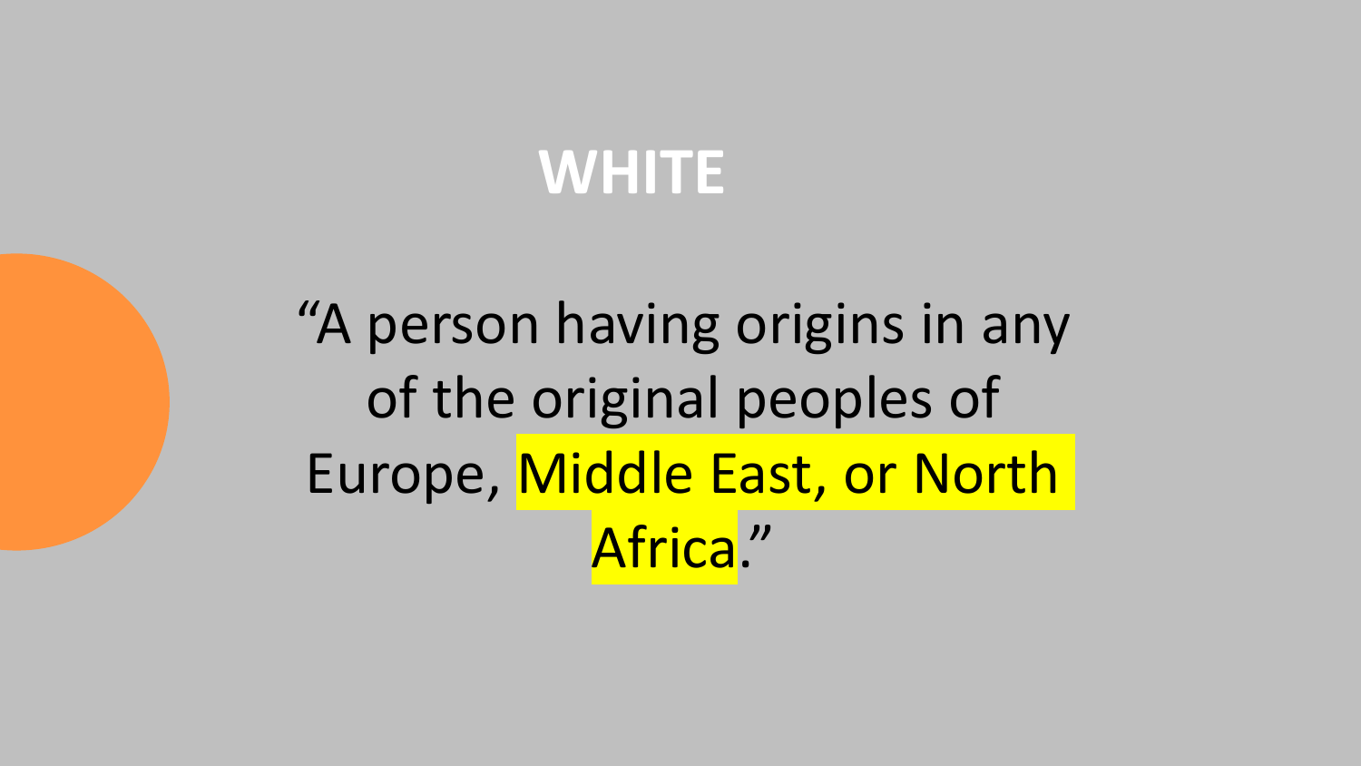# WHITE

"A person having origins in any of the original peoples of Europe, Middle East, or North Africa."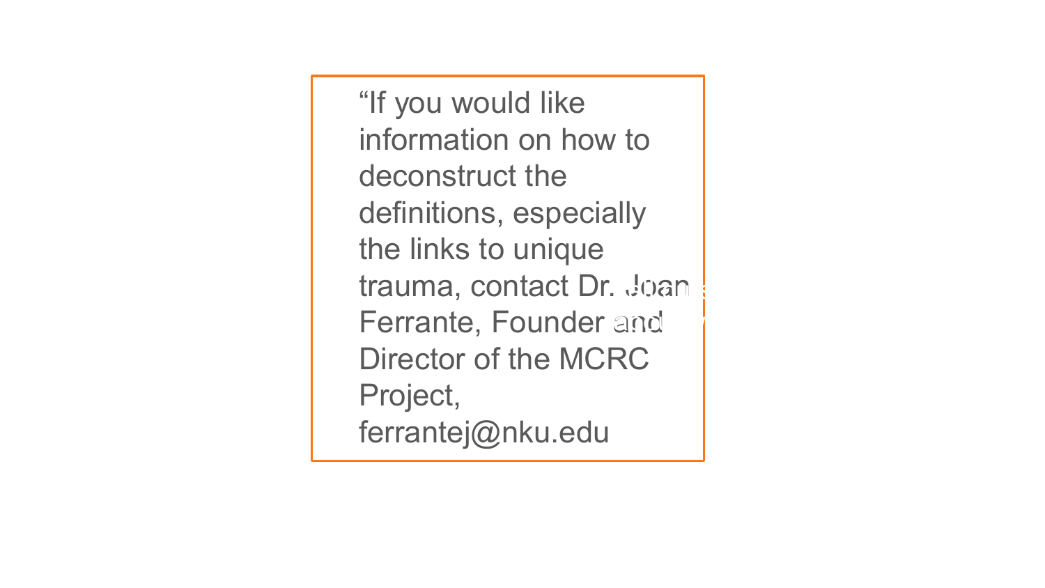"If you would like information on how to deconstruct the definitions, especially the links to unique trauma, contact Dr. Joan Ferrante, Founder and Director of the MCRC Project, ferrantej@nku.edu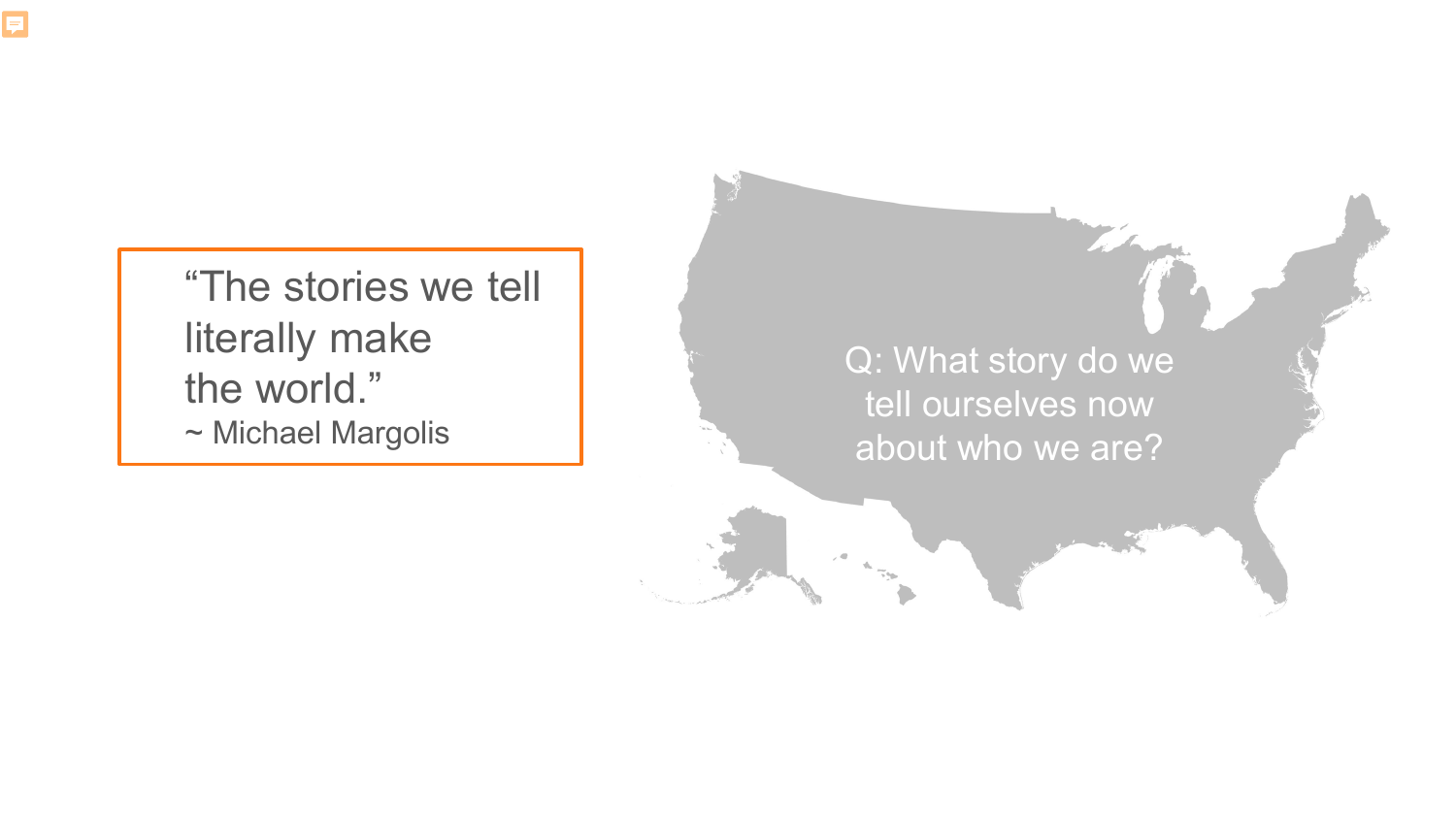> "The stories we tell literally make the world."
> ~ Michael Margolis

Q: What story do we tell ourselves now about who we are?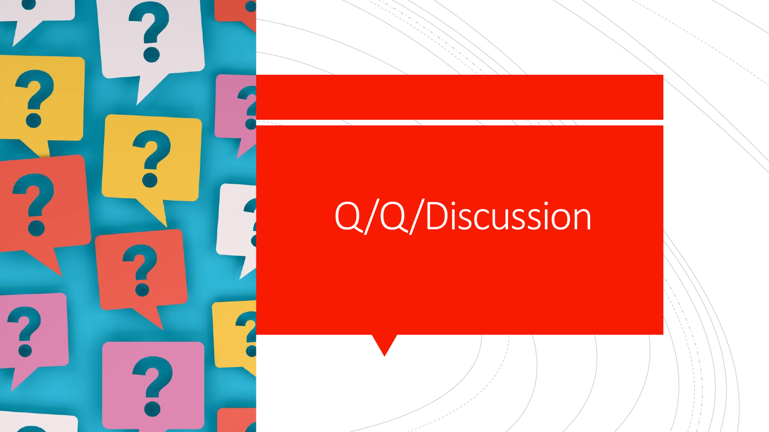# Q/Q/Discussion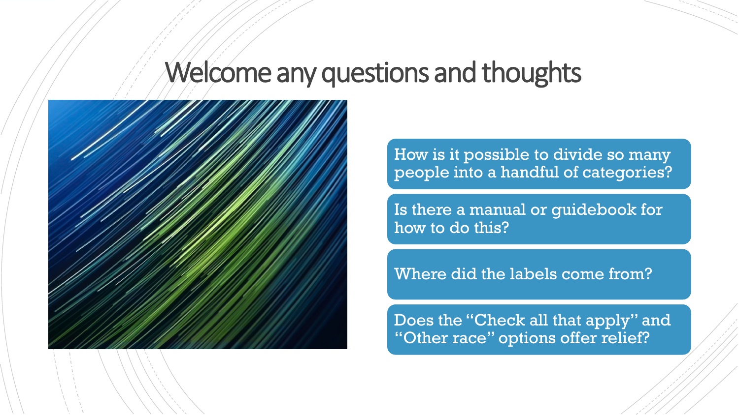# Welcome any questions and thoughts

- How is it possible to divide so many people into a handful of categories?
- Is there a manual or guidebook for how to do this?
- Where did the labels come from?
- Does the "Check all that apply" and "Other race" options offer relief?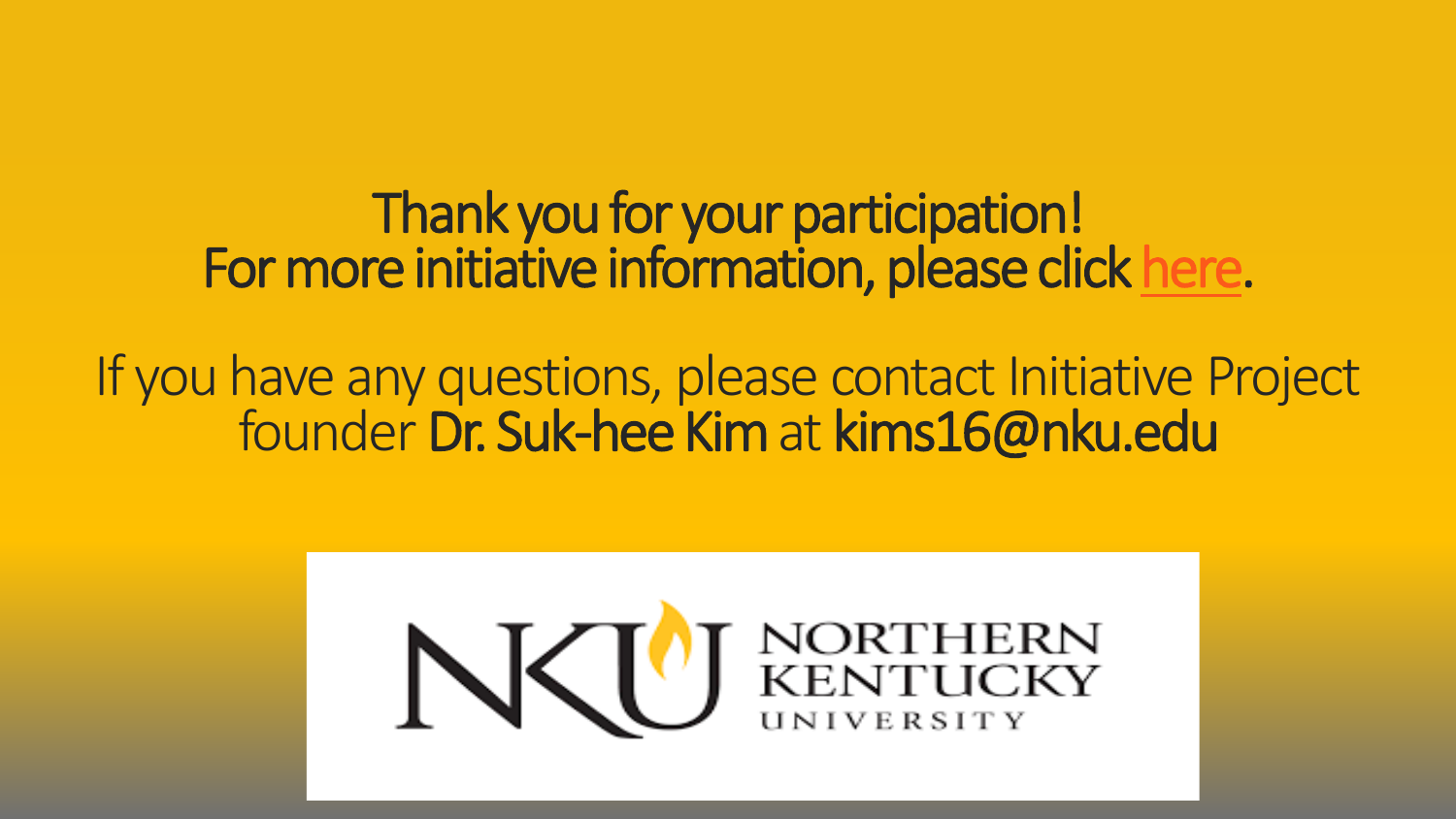Thank you for your participation!
For more initiative information, please click here.

If you have any questions, please contact Initiative Project founder **Dr. Suk-hee Kim** at **kims16@nku.edu**

NKU NORTHERN KENTUCKY UNIVERSITY